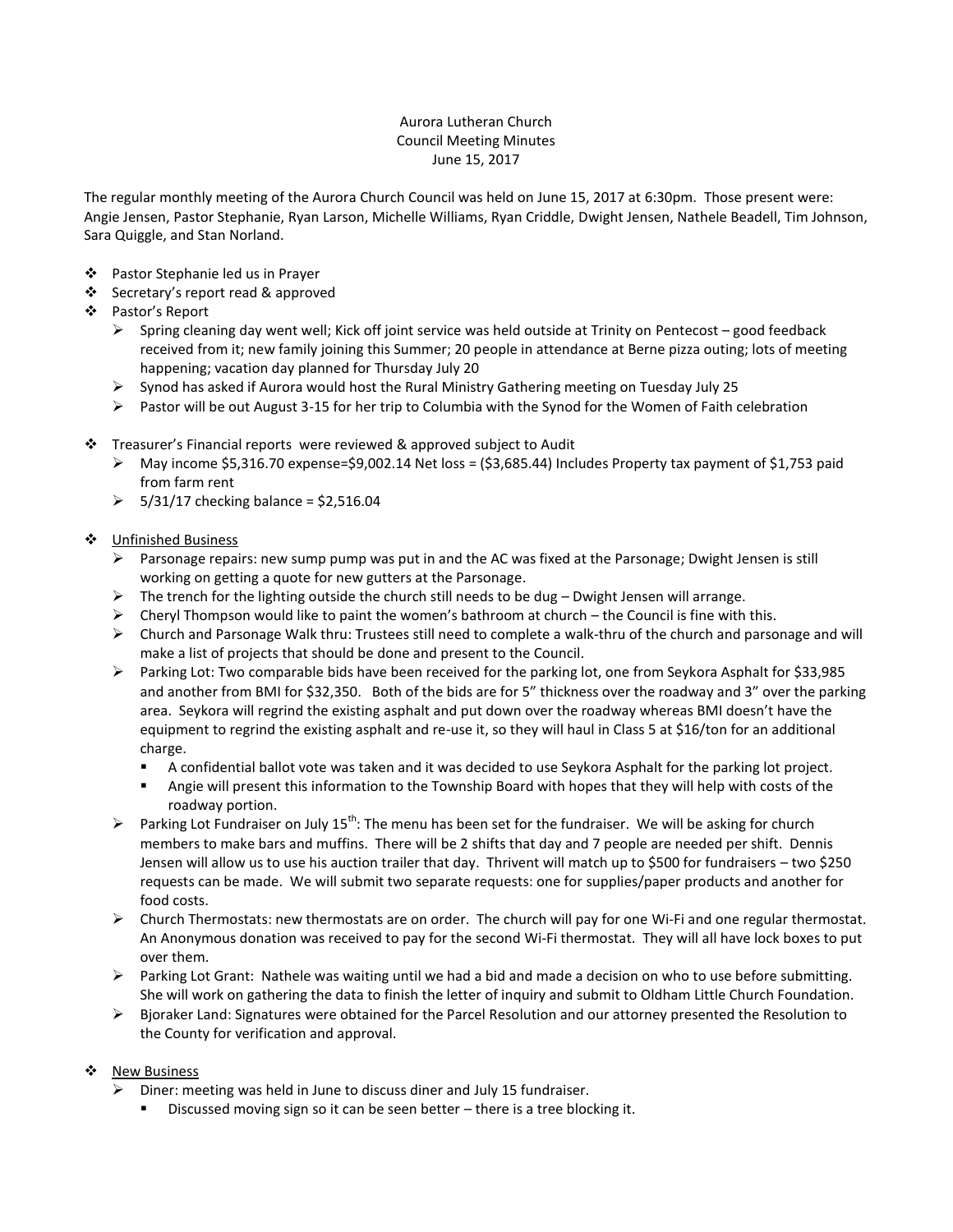Aurora Lutheran Church
Council Meeting Minutes
June 15, 2017

The regular monthly meeting of the Aurora Church Council was held on June 15, 2017 at 6:30pm. Those present were: Angie Jensen, Pastor Stephanie, Ryan Larson, Michelle Williams, Ryan Criddle, Dwight Jensen, Nathele Beadell, Tim Johnson, Sara Quiggle, and Stan Norland.

- Pastor Stephanie led us in Prayer
- Secretary's report read & approved
- Pastor's Report
  - Spring cleaning day went well; Kick off joint service was held outside at Trinity on Pentecost – good feedback received from it; new family joining this Summer; 20 people in attendance at Berne pizza outing; lots of meeting happening; vacation day planned for Thursday July 20
  - Synod has asked if Aurora would host the Rural Ministry Gathering meeting on Tuesday July 25
  - Pastor will be out August 3-15 for her trip to Columbia with the Synod for the Women of Faith celebration
- Treasurer's Financial reports were reviewed & approved subject to Audit
  - May income $5,316.70 expense=$9,002.14 Net loss = ($3,685.44) Includes Property tax payment of $1,753 paid from farm rent
  - 5/31/17 checking balance = $2,516.04
- Unfinished Business
  - Parsonage repairs: new sump pump was put in and the AC was fixed at the Parsonage; Dwight Jensen is still working on getting a quote for new gutters at the Parsonage.
  - The trench for the lighting outside the church still needs to be dug – Dwight Jensen will arrange.
  - Cheryl Thompson would like to paint the women's bathroom at church – the Council is fine with this.
  - Church and Parsonage Walk thru: Trustees still need to complete a walk-thru of the church and parsonage and will make a list of projects that should be done and present to the Council.
  - Parking Lot: Two comparable bids have been received for the parking lot, one from Seykora Asphalt for $33,985 and another from BMI for $32,350. Both of the bids are for 5" thickness over the roadway and 3" over the parking area. Seykora will regrind the existing asphalt and put down over the roadway whereas BMI doesn't have the equipment to regrind the existing asphalt and re-use it, so they will haul in Class 5 at $16/ton for an additional charge.
    - A confidential ballot vote was taken and it was decided to use Seykora Asphalt for the parking lot project.
    - Angie will present this information to the Township Board with hopes that they will help with costs of the roadway portion.
  - Parking Lot Fundraiser on July 15th: The menu has been set for the fundraiser. We will be asking for church members to make bars and muffins. There will be 2 shifts that day and 7 people are needed per shift. Dennis Jensen will allow us to use his auction trailer that day. Thrivent will match up to $500 for fundraisers – two $250 requests can be made. We will submit two separate requests: one for supplies/paper products and another for food costs.
  - Church Thermostats: new thermostats are on order. The church will pay for one Wi-Fi and one regular thermostat. An Anonymous donation was received to pay for the second Wi-Fi thermostat. They will all have lock boxes to put over them.
  - Parking Lot Grant: Nathele was waiting until we had a bid and made a decision on who to use before submitting. She will work on gathering the data to finish the letter of inquiry and submit to Oldham Little Church Foundation.
  - Bjoraker Land: Signatures were obtained for the Parcel Resolution and our attorney presented the Resolution to the County for verification and approval.
- New Business
  - Diner: meeting was held in June to discuss diner and July 15 fundraiser.
    - Discussed moving sign so it can be seen better – there is a tree blocking it.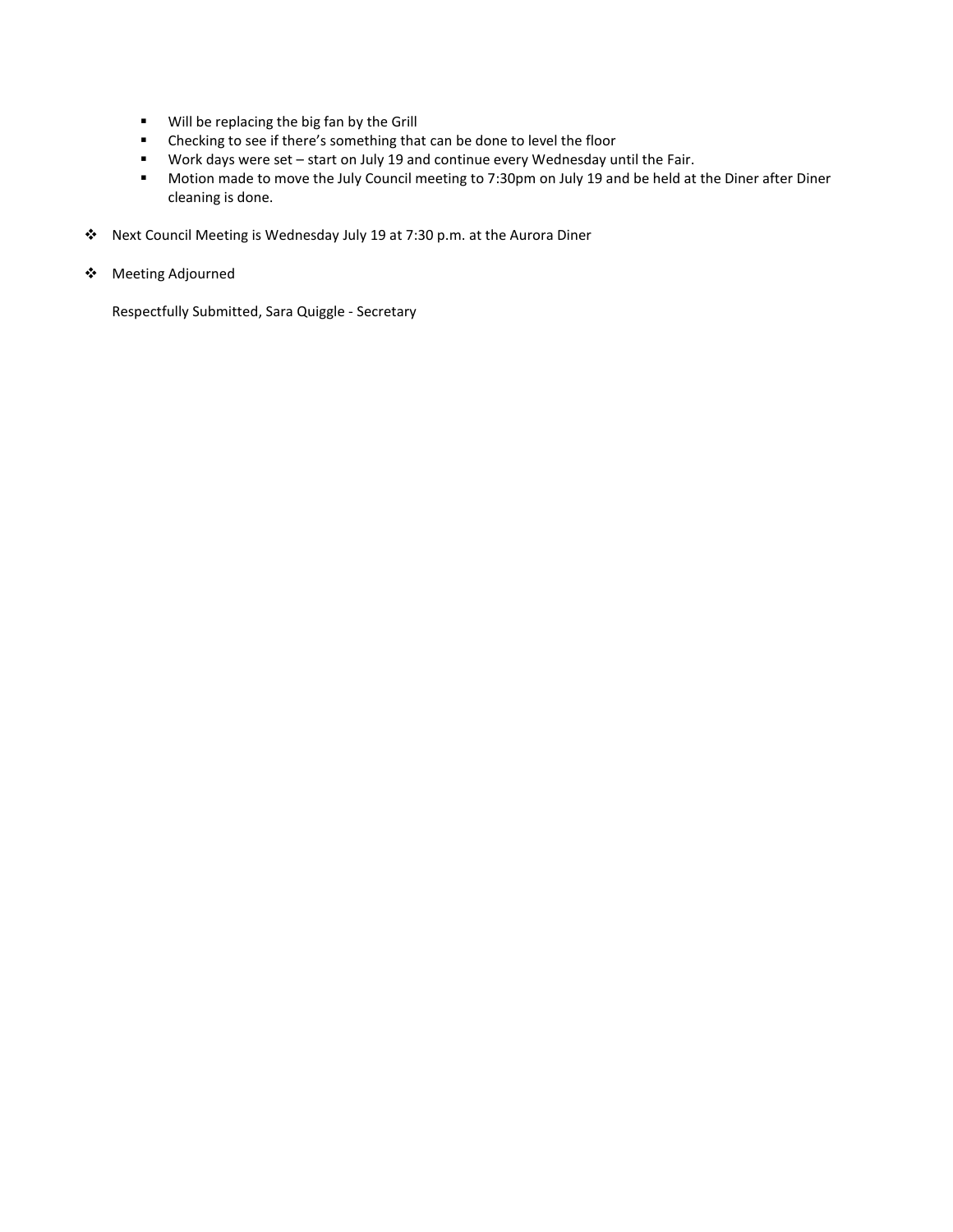- Will be replacing the big fan by the Grill
  - Checking to see if there's something that can be done to level the floor
  - Work days were set – start on July 19 and continue every Wednesday until the Fair.
  - Motion made to move the July Council meeting to 7:30pm on July 19 and be held at the Diner after Diner cleaning is done.

- Next Council Meeting is Wednesday July 19 at 7:30 p.m. at the Aurora Diner

- Meeting Adjourned

  Respectfully Submitted, Sara Quiggle - Secretary